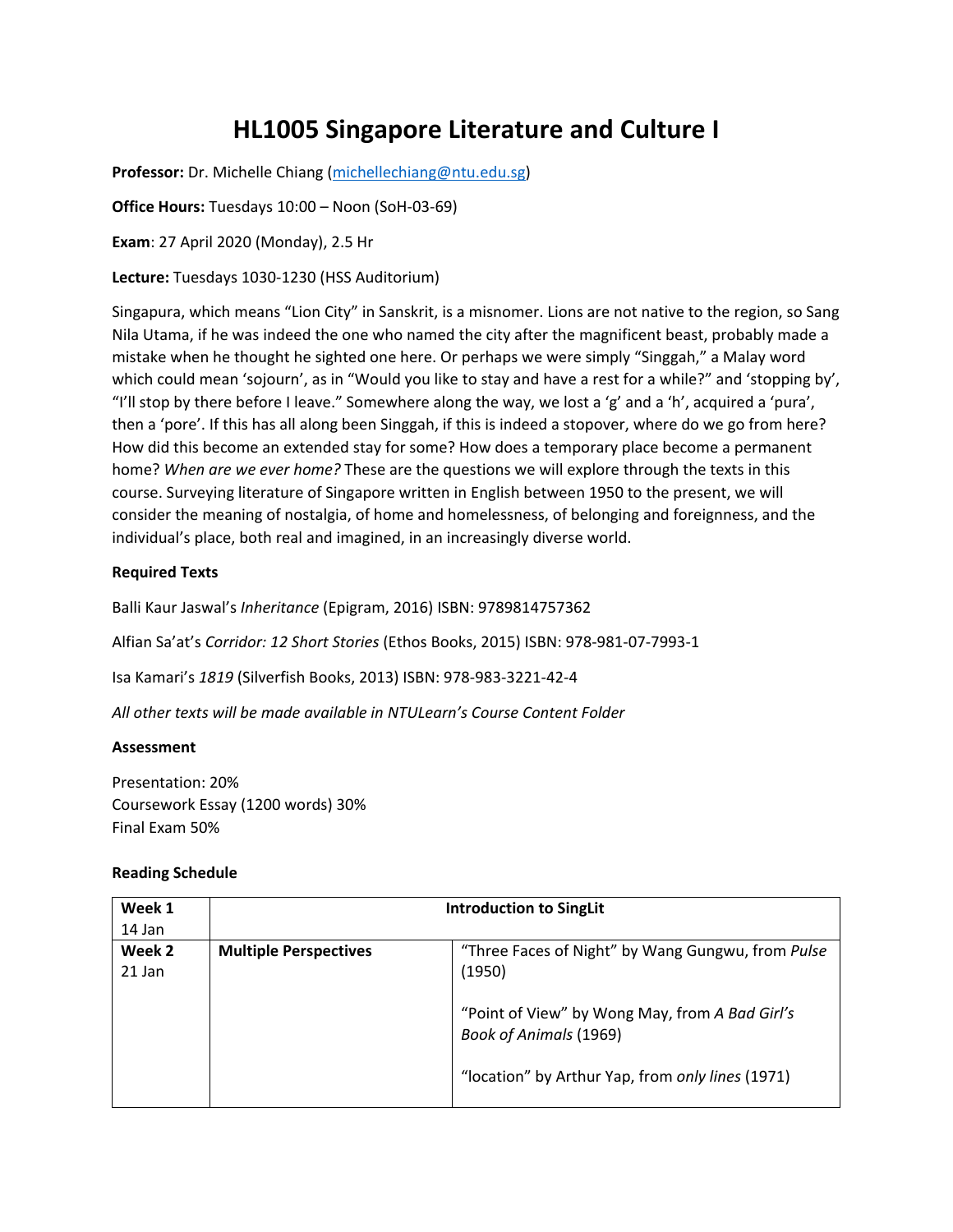# HL1005 Singapore Literature and Culture I

**Professor:** Dr. Michelle Chiang (michellechiang@ntu.edu.sg)

**Office Hours:** Tuesdays 10:00 – Noon (SoH-03-69)

**Exam**: 27 April 2020 (Monday), 2.5 Hr

**Lecture:** Tuesdays 1030-1230 (HSS Auditorium)

Singapura, which means "Lion City" in Sanskrit, is a misnomer. Lions are not native to the region, so Sang Nila Utama, if he was indeed the one who named the city after the magnificent beast, probably made a mistake when he thought he sighted one here. Or perhaps we were simply "Singgah," a Malay word which could mean 'sojourn', as in "Would you like to stay and have a rest for a while?" and 'stopping by', "I'll stop by there before I leave." Somewhere along the way, we lost a 'g' and a 'h', acquired a 'pura', then a 'pore'. If this has all along been Singgah, if this is indeed a stopover, where do we go from here? How did this become an extended stay for some? How does a temporary place become a permanent home? *When are we ever home?* These are the questions we will explore through the texts in this course. Surveying literature of Singapore written in English between 1950 to the present, we will consider the meaning of nostalgia, of home and homelessness, of belonging and foreignness, and the individual's place, both real and imagined, in an increasingly diverse world.

**Required Texts**

Balli Kaur Jaswal's *Inheritance* (Epigram, 2016) ISBN: 9789814757362

Alfian Sa'at's *Corridor: 12 Short Stories* (Ethos Books, 2015) ISBN: 978-981-07-7993-1

Isa Kamari's *1819* (Silverfish Books, 2013) ISBN: 978-983-3221-42-4

*All other texts will be made available in NTULearn's Course Content Folder*

**Assessment**

Presentation: 20%
Coursework Essay (1200 words) 30%
Final Exam 50%

**Reading Schedule**

| Week | Topic | Readings |
|---|---|---|
| **Week 1** 14 Jan | **Introduction to SingLit** | |
| **Week 2** 21 Jan | **Multiple Perspectives** | "Three Faces of Night" by Wang Gungwu, from *Pulse* (1950)<br><br>"Point of View" by Wong May, from *A Bad Girl's Book of Animals* (1969)<br><br>"location" by Arthur Yap, from *only lines* (1971) |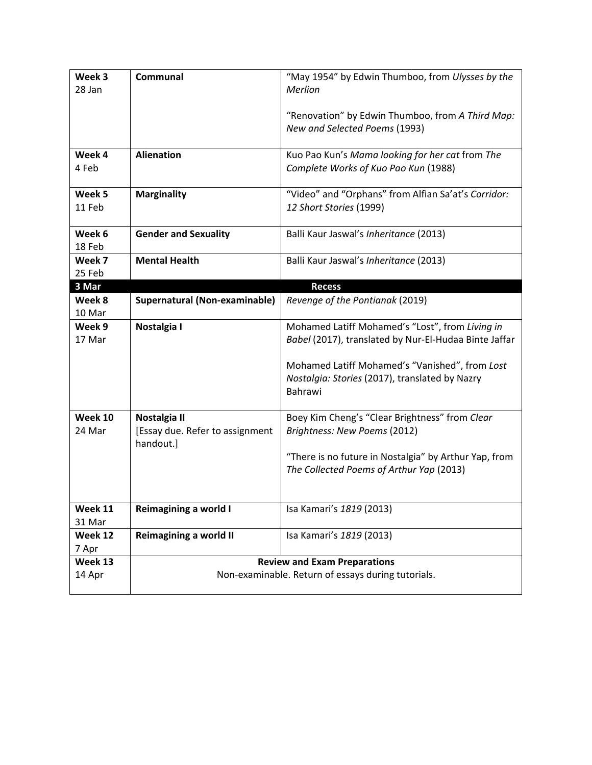| | | |
|---|---|---|
| **Week 3**<br>28 Jan | **Communal** | "May 1954" by Edwin Thumboo, from *Ulysses by the Merlion*<br><br>"Renovation" by Edwin Thumboo, from *A Third Map: New and Selected Poems* (1993) |
| **Week 4**<br>4 Feb | **Alienation** | Kuo Pao Kun's *Mama looking for her cat* from *The Complete Works of Kuo Pao Kun* (1988) |
| **Week 5**<br>11 Feb | **Marginality** | "Video" and "Orphans" from Alfian Sa'at's *Corridor: 12 Short Stories* (1999) |
| **Week 6**<br>18 Feb | **Gender and Sexuality** | Balli Kaur Jaswal's *Inheritance* (2013) |
| **Week 7**<br>25 Feb | **Mental Health** | Balli Kaur Jaswal's *Inheritance* (2013) |
| **3 Mar** | **Recess** | |
| **Week 8**<br>10 Mar | **Supernatural (Non-examinable)** | *Revenge of the Pontianak* (2019) |
| **Week 9**<br>17 Mar | **Nostalgia I** | Mohamed Latiff Mohamed's "Lost", from *Living in Babel* (2017), translated by Nur-El-Hudaa Binte Jaffar<br><br>Mohamed Latiff Mohamed's "Vanished", from *Lost Nostalgia: Stories* (2017), translated by Nazry Bahrawi |
| **Week 10**<br>24 Mar | **Nostalgia II**<br>[Essay due. Refer to assignment handout.] | Boey Kim Cheng's "Clear Brightness" from *Clear Brightness: New Poems* (2012)<br><br>"There is no future in Nostalgia" by Arthur Yap, from *The Collected Poems of Arthur Yap* (2013) |
| **Week 11**<br>31 Mar | **Reimagining a world I** | Isa Kamari's *1819* (2013) |
| **Week 12**<br>7 Apr | **Reimagining a world II** | Isa Kamari's *1819* (2013) |
| **Week 13**<br>14 Apr | **Review and Exam Preparations**<br>Non-examinable. Return of essays during tutorials. | |